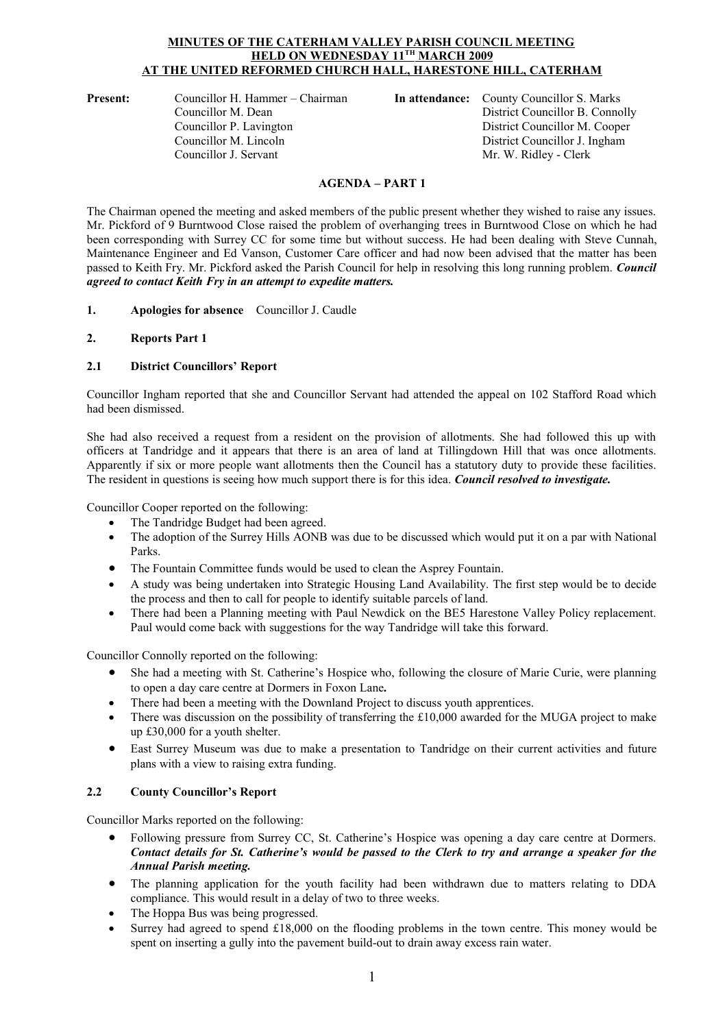# MINUTES OF THE CATERHAM VALLEY PARISH COUNCIL MEETING HELD ON WEDNESDAY 11TH MARCH 2009 AT THE UNITED REFORMED CHURCH HALL, HARESTONE HILL, CATERHAM

**Present:**
Councillor H. Hammer – Chairman
Councillor M. Dean
Councillor P. Lavington
Councillor M. Lincoln
Councillor J. Servant

**In attendance:**
County Councillor S. Marks
District Councillor B. Connolly
District Councillor M. Cooper
District Councillor J. Ingham
Mr. W. Ridley - Clerk

## AGENDA – PART 1

The Chairman opened the meeting and asked members of the public present whether they wished to raise any issues. Mr. Pickford of 9 Burntwood Close raised the problem of overhanging trees in Burntwood Close on which he had been corresponding with Surrey CC for some time but without success. He had been dealing with Steve Cunnah, Maintenance Engineer and Ed Vanson, Customer Care officer and had now been advised that the matter has been passed to Keith Fry. Mr. Pickford asked the Parish Council for help in resolving this long running problem. ***Council agreed to contact Keith Fry in an attempt to expedite matters.***

**1. Apologies for absence** Councillor J. Caudle

**2. Reports Part 1**

### 2.1 District Councillors' Report

Councillor Ingham reported that she and Councillor Servant had attended the appeal on 102 Stafford Road which had been dismissed.

She had also received a request from a resident on the provision of allotments. She had followed this up with officers at Tandridge and it appears that there is an area of land at Tillingdown Hill that was once allotments. Apparently if six or more people want allotments then the Council has a statutory duty to provide these facilities. The resident in questions is seeing how much support there is for this idea. ***Council resolved to investigate.***

Councillor Cooper reported on the following:

- The Tandridge Budget had been agreed.
- The adoption of the Surrey Hills AONB was due to be discussed which would put it on a par with National Parks.
- The Fountain Committee funds would be used to clean the Asprey Fountain.
- A study was being undertaken into Strategic Housing Land Availability. The first step would be to decide the process and then to call for people to identify suitable parcels of land.
- There had been a Planning meeting with Paul Newdick on the BE5 Harestone Valley Policy replacement. Paul would come back with suggestions for the way Tandridge will take this forward.

Councillor Connolly reported on the following:

- She had a meeting with St. Catherine's Hospice who, following the closure of Marie Curie, were planning to open a day care centre at Dormers in Foxon Lane**.**
- There had been a meeting with the Downland Project to discuss youth apprentices.
- There was discussion on the possibility of transferring the £10,000 awarded for the MUGA project to make up £30,000 for a youth shelter.
- East Surrey Museum was due to make a presentation to Tandridge on their current activities and future plans with a view to raising extra funding.

### 2.2 County Councillor's Report

Councillor Marks reported on the following:

- Following pressure from Surrey CC, St. Catherine's Hospice was opening a day care centre at Dormers. ***Contact details for St. Catherine's would be passed to the Clerk to try and arrange a speaker for the Annual Parish meeting.***
- The planning application for the youth facility had been withdrawn due to matters relating to DDA compliance. This would result in a delay of two to three weeks.
- The Hoppa Bus was being progressed.
- Surrey had agreed to spend £18,000 on the flooding problems in the town centre. This money would be spent on inserting a gully into the pavement build-out to drain away excess rain water.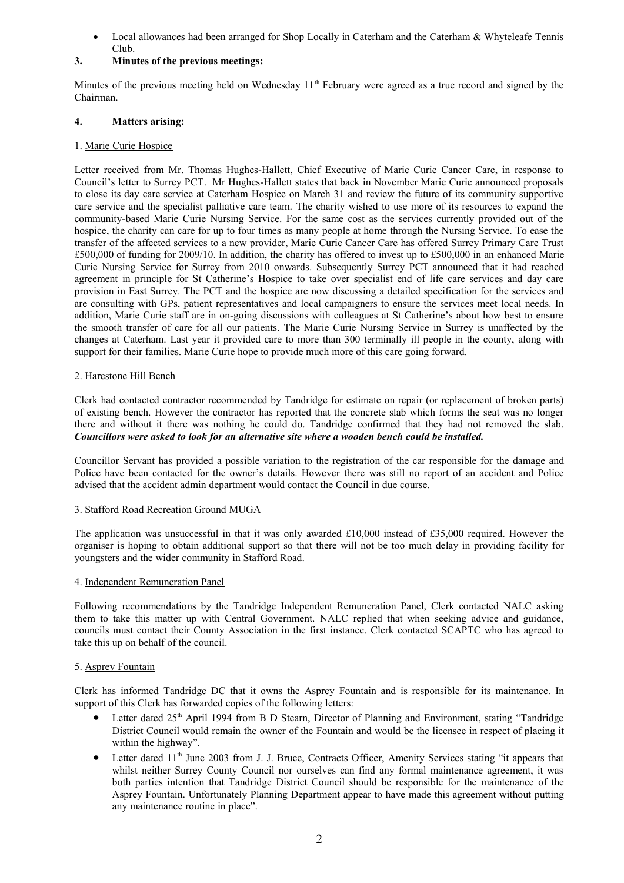- Local allowances had been arranged for Shop Locally in Caterham and the Caterham & Whyteleafe Tennis Club.

## 3. Minutes of the previous meetings:

Minutes of the previous meeting held on Wednesday 11th February were agreed as a true record and signed by the Chairman.

## 4. Matters arising:

1. Marie Curie Hospice

Letter received from Mr. Thomas Hughes-Hallett, Chief Executive of Marie Curie Cancer Care, in response to Council's letter to Surrey PCT. Mr Hughes-Hallett states that back in November Marie Curie announced proposals to close its day care service at Caterham Hospice on March 31 and review the future of its community supportive care service and the specialist palliative care team. The charity wished to use more of its resources to expand the community-based Marie Curie Nursing Service. For the same cost as the services currently provided out of the hospice, the charity can care for up to four times as many people at home through the Nursing Service. To ease the transfer of the affected services to a new provider, Marie Curie Cancer Care has offered Surrey Primary Care Trust £500,000 of funding for 2009/10. In addition, the charity has offered to invest up to £500,000 in an enhanced Marie Curie Nursing Service for Surrey from 2010 onwards. Subsequently Surrey PCT announced that it had reached agreement in principle for St Catherine's Hospice to take over specialist end of life care services and day care provision in East Surrey. The PCT and the hospice are now discussing a detailed specification for the services and are consulting with GPs, patient representatives and local campaigners to ensure the services meet local needs. In addition, Marie Curie staff are in on-going discussions with colleagues at St Catherine's about how best to ensure the smooth transfer of care for all our patients. The Marie Curie Nursing Service in Surrey is unaffected by the changes at Caterham. Last year it provided care to more than 300 terminally ill people in the county, along with support for their families. Marie Curie hope to provide much more of this care going forward.

2. Harestone Hill Bench

Clerk had contacted contractor recommended by Tandridge for estimate on repair (or replacement of broken parts) of existing bench. However the contractor has reported that the concrete slab which forms the seat was no longer there and without it there was nothing he could do. Tandridge confirmed that they had not removed the slab. ***Councillors were asked to look for an alternative site where a wooden bench could be installed.***

Councillor Servant has provided a possible variation to the registration of the car responsible for the damage and Police have been contacted for the owner's details. However there was still no report of an accident and Police advised that the accident admin department would contact the Council in due course.

3. Stafford Road Recreation Ground MUGA

The application was unsuccessful in that it was only awarded £10,000 instead of £35,000 required. However the organiser is hoping to obtain additional support so that there will not be too much delay in providing facility for youngsters and the wider community in Stafford Road.

4. Independent Remuneration Panel

Following recommendations by the Tandridge Independent Remuneration Panel, Clerk contacted NALC asking them to take this matter up with Central Government. NALC replied that when seeking advice and guidance, councils must contact their County Association in the first instance. Clerk contacted SCAPTC who has agreed to take this up on behalf of the council.

5. Asprey Fountain

Clerk has informed Tandridge DC that it owns the Asprey Fountain and is responsible for its maintenance. In support of this Clerk has forwarded copies of the following letters:

- Letter dated 25th April 1994 from B D Stearn, Director of Planning and Environment, stating "Tandridge District Council would remain the owner of the Fountain and would be the licensee in respect of placing it within the highway".
- Letter dated 11th June 2003 from J. J. Bruce, Contracts Officer, Amenity Services stating "it appears that whilst neither Surrey County Council nor ourselves can find any formal maintenance agreement, it was both parties intention that Tandridge District Council should be responsible for the maintenance of the Asprey Fountain. Unfortunately Planning Department appear to have made this agreement without putting any maintenance routine in place".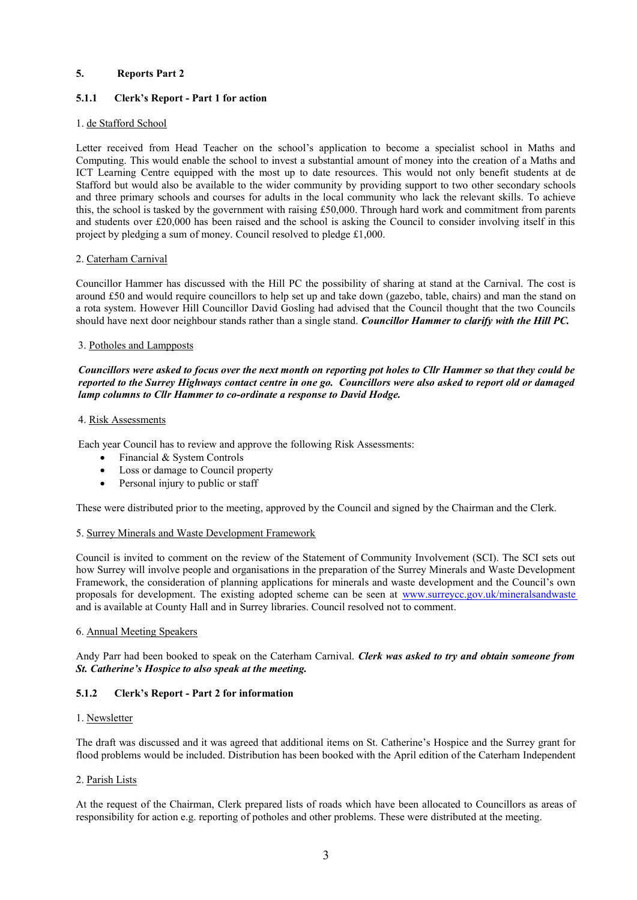## 5. Reports Part 2

### 5.1.1 Clerk's Report - Part 1 for action

1. de Stafford School

Letter received from Head Teacher on the school's application to become a specialist school in Maths and Computing. This would enable the school to invest a substantial amount of money into the creation of a Maths and ICT Learning Centre equipped with the most up to date resources. This would not only benefit students at de Stafford but would also be available to the wider community by providing support to two other secondary schools and three primary schools and courses for adults in the local community who lack the relevant skills. To achieve this, the school is tasked by the government with raising £50,000. Through hard work and commitment from parents and students over £20,000 has been raised and the school is asking the Council to consider involving itself in this project by pledging a sum of money. Council resolved to pledge £1,000.

2. Caterham Carnival

Councillor Hammer has discussed with the Hill PC the possibility of sharing at stand at the Carnival. The cost is around £50 and would require councillors to help set up and take down (gazebo, table, chairs) and man the stand on a rota system. However Hill Councillor David Gosling had advised that the Council thought that the two Councils should have next door neighbour stands rather than a single stand. ***Councillor Hammer to clarify with the Hill PC.***

3. Potholes and Lampposts

***Councillors were asked to focus over the next month on reporting pot holes to Cllr Hammer so that they could be reported to the Surrey Highways contact centre in one go. Councillors were also asked to report old or damaged lamp columns to Cllr Hammer to co-ordinate a response to David Hodge.***

4. Risk Assessments

Each year Council has to review and approve the following Risk Assessments:

- Financial & System Controls
- Loss or damage to Council property
- Personal injury to public or staff

These were distributed prior to the meeting, approved by the Council and signed by the Chairman and the Clerk.

5. Surrey Minerals and Waste Development Framework

Council is invited to comment on the review of the Statement of Community Involvement (SCI). The SCI sets out how Surrey will involve people and organisations in the preparation of the Surrey Minerals and Waste Development Framework, the consideration of planning applications for minerals and waste development and the Council's own proposals for development. The existing adopted scheme can be seen at www.surreycc.gov.uk/mineralsandwaste and is available at County Hall and in Surrey libraries. Council resolved not to comment.

6. Annual Meeting Speakers

Andy Parr had been booked to speak on the Caterham Carnival. ***Clerk was asked to try and obtain someone from St. Catherine's Hospice to also speak at the meeting.***

### 5.1.2 Clerk's Report - Part 2 for information

1. Newsletter

The draft was discussed and it was agreed that additional items on St. Catherine's Hospice and the Surrey grant for flood problems would be included. Distribution has been booked with the April edition of the Caterham Independent

2. Parish Lists

At the request of the Chairman, Clerk prepared lists of roads which have been allocated to Councillors as areas of responsibility for action e.g. reporting of potholes and other problems. These were distributed at the meeting.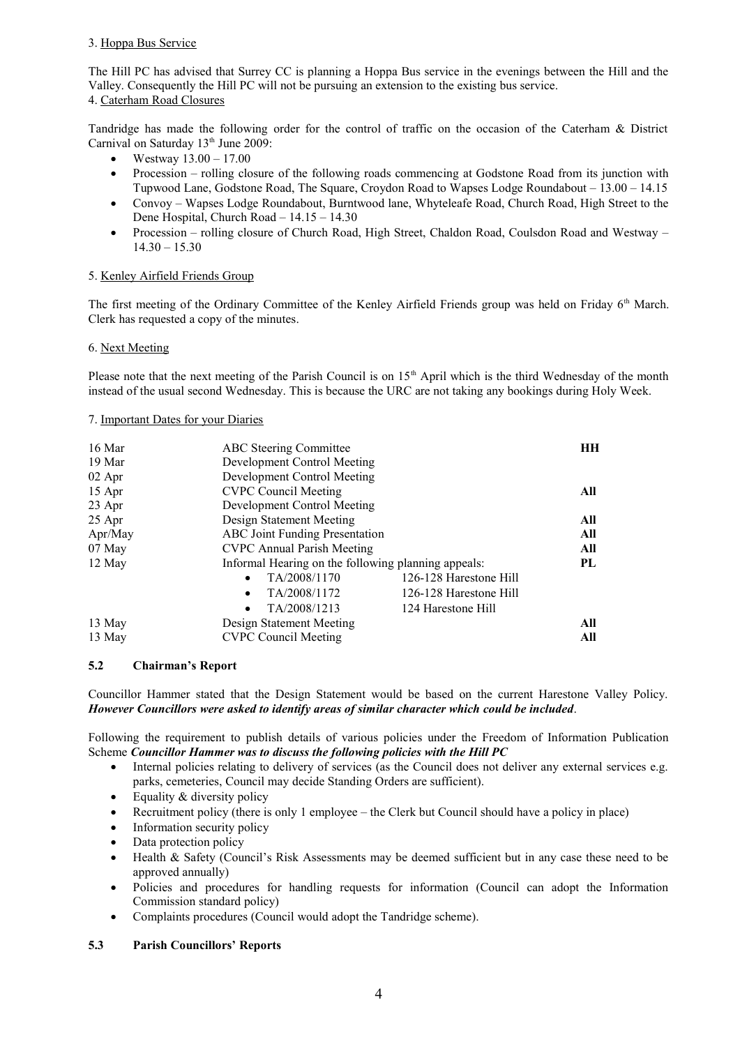3. Hoppa Bus Service

The Hill PC has advised that Surrey CC is planning a Hoppa Bus service in the evenings between the Hill and the Valley. Consequently the Hill PC will not be pursuing an extension to the existing bus service.

4. Caterham Road Closures

Tandridge has made the following order for the control of traffic on the occasion of the Caterham & District Carnival on Saturday 13th June 2009:

- Westway 13.00 – 17.00
- Procession – rolling closure of the following roads commencing at Godstone Road from its junction with Tupwood Lane, Godstone Road, The Square, Croydon Road to Wapses Lodge Roundabout – 13.00 – 14.15
- Convoy – Wapses Lodge Roundabout, Burntwood lane, Whyteleafe Road, Church Road, High Street to the Dene Hospital, Church Road – 14.15 – 14.30
- Procession – rolling closure of Church Road, High Street, Chaldon Road, Coulsdon Road and Westway – 14.30 – 15.30

5. Kenley Airfield Friends Group

The first meeting of the Ordinary Committee of the Kenley Airfield Friends group was held on Friday 6th March. Clerk has requested a copy of the minutes.

6. Next Meeting

Please note that the next meeting of the Parish Council is on 15th April which is the third Wednesday of the month instead of the usual second Wednesday. This is because the URC are not taking any bookings during Holy Week.

7. Important Dates for your Diaries

| | | | |
|---|---|---|---|
| 16 Mar | ABC Steering Committee | | **HH** |
| 19 Mar | Development Control Meeting | | |
| 02 Apr | Development Control Meeting | | |
| 15 Apr | CVPC Council Meeting | | **All** |
| 23 Apr | Development Control Meeting | | |
| 25 Apr | Design Statement Meeting | | **All** |
| Apr/May | ABC Joint Funding Presentation | | **All** |
| 07 May | CVPC Annual Parish Meeting | | **All** |
| 12 May | Informal Hearing on the following planning appeals: | | **PL** |
| | • TA/2008/1170 | 126-128 Harestone Hill | |
| | • TA/2008/1172 | 126-128 Harestone Hill | |
| | • TA/2008/1213 | 124 Harestone Hill | |
| 13 May | Design Statement Meeting | | **All** |
| 13 May | CVPC Council Meeting | | **All** |

### 5.2 Chairman's Report

Councillor Hammer stated that the Design Statement would be based on the current Harestone Valley Policy. ***However Councillors were asked to identify areas of similar character which could be included***.

Following the requirement to publish details of various policies under the Freedom of Information Publication Scheme ***Councillor Hammer was to discuss the following policies with the Hill PC***

- Internal policies relating to delivery of services (as the Council does not deliver any external services e.g. parks, cemeteries, Council may decide Standing Orders are sufficient).
- Equality & diversity policy
- Recruitment policy (there is only 1 employee – the Clerk but Council should have a policy in place)
- Information security policy
- Data protection policy
- Health & Safety (Council's Risk Assessments may be deemed sufficient but in any case these need to be approved annually)
- Policies and procedures for handling requests for information (Council can adopt the Information Commission standard policy)
- Complaints procedures (Council would adopt the Tandridge scheme).

### 5.3 Parish Councillors' Reports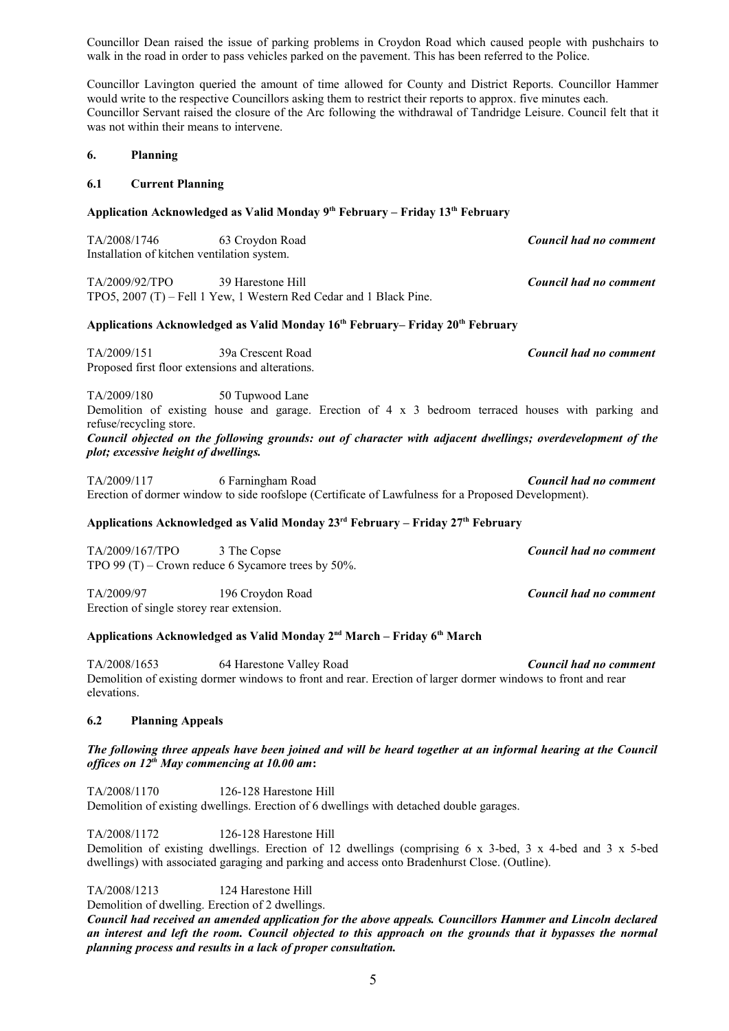Councillor Dean raised the issue of parking problems in Croydon Road which caused people with pushchairs to walk in the road in order to pass vehicles parked on the pavement. This has been referred to the Police.

Councillor Lavington queried the amount of time allowed for County and District Reports. Councillor Hammer would write to the respective Councillors asking them to restrict their reports to approx. five minutes each.
Councillor Servant raised the closure of the Arc following the withdrawal of Tandridge Leisure. Council felt that it was not within their means to intervene.

## 6. Planning

### 6.1 Current Planning

**Application Acknowledged as Valid Monday 9th February – Friday 13th February**

TA/2008/1746 63 Croydon Road ***Council had no comment***
Installation of kitchen ventilation system.

TA/2009/92/TPO 39 Harestone Hill ***Council had no comment***
TPO5, 2007 (T) – Fell 1 Yew, 1 Western Red Cedar and 1 Black Pine.

**Applications Acknowledged as Valid Monday 16th February– Friday 20th February**

TA/2009/151 39a Crescent Road ***Council had no comment***
Proposed first floor extensions and alterations.

TA/2009/180 50 Tupwood Lane
Demolition of existing house and garage. Erection of 4 x 3 bedroom terraced houses with parking and refuse/recycling store.
***Council objected on the following grounds: out of character with adjacent dwellings; overdevelopment of the plot; excessive height of dwellings.***

TA/2009/117 6 Farningham Road ***Council had no comment***
Erection of dormer window to side roofslope (Certificate of Lawfulness for a Proposed Development).

**Applications Acknowledged as Valid Monday 23rd February – Friday 27th February**

TA/2009/167/TPO 3 The Copse ***Council had no comment***
TPO 99 (T) – Crown reduce 6 Sycamore trees by 50%.

TA/2009/97 196 Croydon Road ***Council had no comment***
Erection of single storey rear extension.

**Applications Acknowledged as Valid Monday 2nd March – Friday 6th March**

TA/2008/1653 64 Harestone Valley Road ***Council had no comment***
Demolition of existing dormer windows to front and rear. Erection of larger dormer windows to front and rear elevations.

### 6.2 Planning Appeals

***The following three appeals have been joined and will be heard together at an informal hearing at the Council offices on 12th May commencing at 10.00 am*:**

TA/2008/1170 126-128 Harestone Hill
Demolition of existing dwellings. Erection of 6 dwellings with detached double garages.

TA/2008/1172 126-128 Harestone Hill
Demolition of existing dwellings. Erection of 12 dwellings (comprising 6 x 3-bed, 3 x 4-bed and 3 x 5-bed dwellings) with associated garaging and parking and access onto Bradenhurst Close. (Outline).

TA/2008/1213 124 Harestone Hill
Demolition of dwelling. Erection of 2 dwellings.
***Council had received an amended application for the above appeals. Councillors Hammer and Lincoln declared an interest and left the room. Council objected to this approach on the grounds that it bypasses the normal planning process and results in a lack of proper consultation.***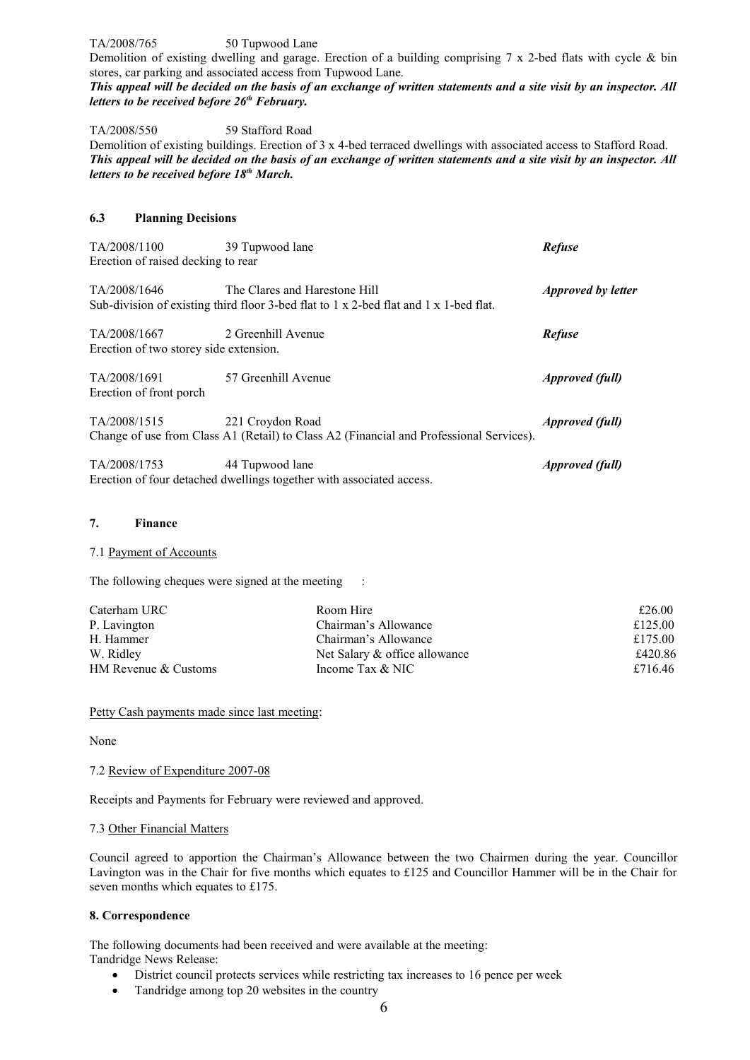TA/2008/765 50 Tupwood Lane

Demolition of existing dwelling and garage. Erection of a building comprising 7 x 2-bed flats with cycle & bin stores, car parking and associated access from Tupwood Lane.

***This appeal will be decided on the basis of an exchange of written statements and a site visit by an inspector. All letters to be received before 26th February.***

TA/2008/550 59 Stafford Road

Demolition of existing buildings. Erection of 3 x 4-bed terraced dwellings with associated access to Stafford Road.

***This appeal will be decided on the basis of an exchange of written statements and a site visit by an inspector. All letters to be received before 18th March.***

### 6.3 Planning Decisions

TA/2008/1100 39 Tupwood lane — ***Refuse***
Erection of raised decking to rear

TA/2008/1646 The Clares and Harestone Hill — ***Approved by letter***
Sub-division of existing third floor 3-bed flat to 1 x 2-bed flat and 1 x 1-bed flat.

TA/2008/1667 2 Greenhill Avenue — ***Refuse***
Erection of two storey side extension.

TA/2008/1691 57 Greenhill Avenue — ***Approved (full)***
Erection of front porch

TA/2008/1515 221 Croydon Road — ***Approved (full)***
Change of use from Class A1 (Retail) to Class A2 (Financial and Professional Services).

TA/2008/1753 44 Tupwood lane — ***Approved (full)***
Erection of four detached dwellings together with associated access.

## 7. Finance

7.1 Payment of Accounts

The following cheques were signed at the meeting :

| | | |
|---|---|---|
| Caterham URC | Room Hire | £26.00 |
| P. Lavington | Chairman's Allowance | £125.00 |
| H. Hammer | Chairman's Allowance | £175.00 |
| W. Ridley | Net Salary & office allowance | £420.86 |
| HM Revenue & Customs | Income Tax & NIC | £716.46 |

Petty Cash payments made since last meeting:

None

7.2 Review of Expenditure 2007-08

Receipts and Payments for February were reviewed and approved.

7.3 Other Financial Matters

Council agreed to apportion the Chairman's Allowance between the two Chairmen during the year. Councillor Lavington was in the Chair for five months which equates to £125 and Councillor Hammer will be in the Chair for seven months which equates to £175.

## 8. Correspondence

The following documents had been received and were available at the meeting:
Tandridge News Release:

- District council protects services while restricting tax increases to 16 pence per week
- Tandridge among top 20 websites in the country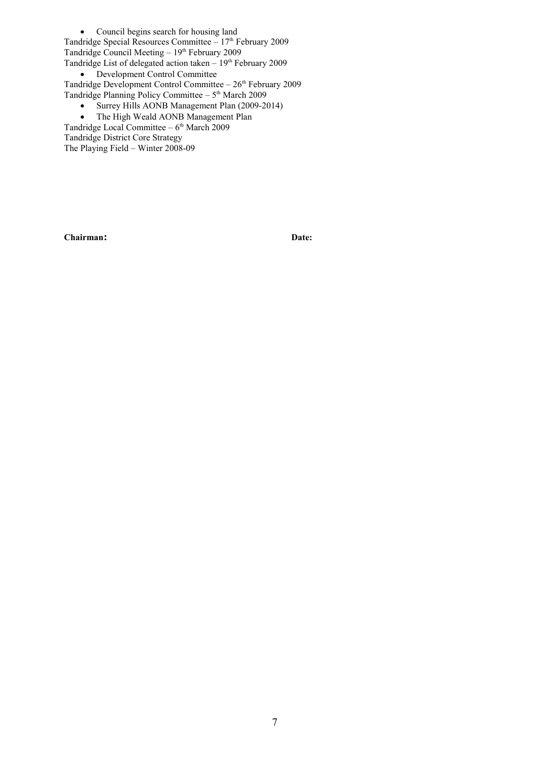- Council begins search for housing land

Tandridge Special Resources Committee – 17th February 2009
Tandridge Council Meeting – 19th February 2009
Tandridge List of delegated action taken – 19th February 2009

- Development Control Committee

Tandridge Development Control Committee – 26th February 2009
Tandridge Planning Policy Committee – 5th March 2009

- Surrey Hills AONB Management Plan (2009-2014)
- The High Weald AONB Management Plan

Tandridge Local Committee – 6th March 2009
Tandridge District Core Strategy
The Playing Field – Winter 2008-09

**Chairman:** **Date:**